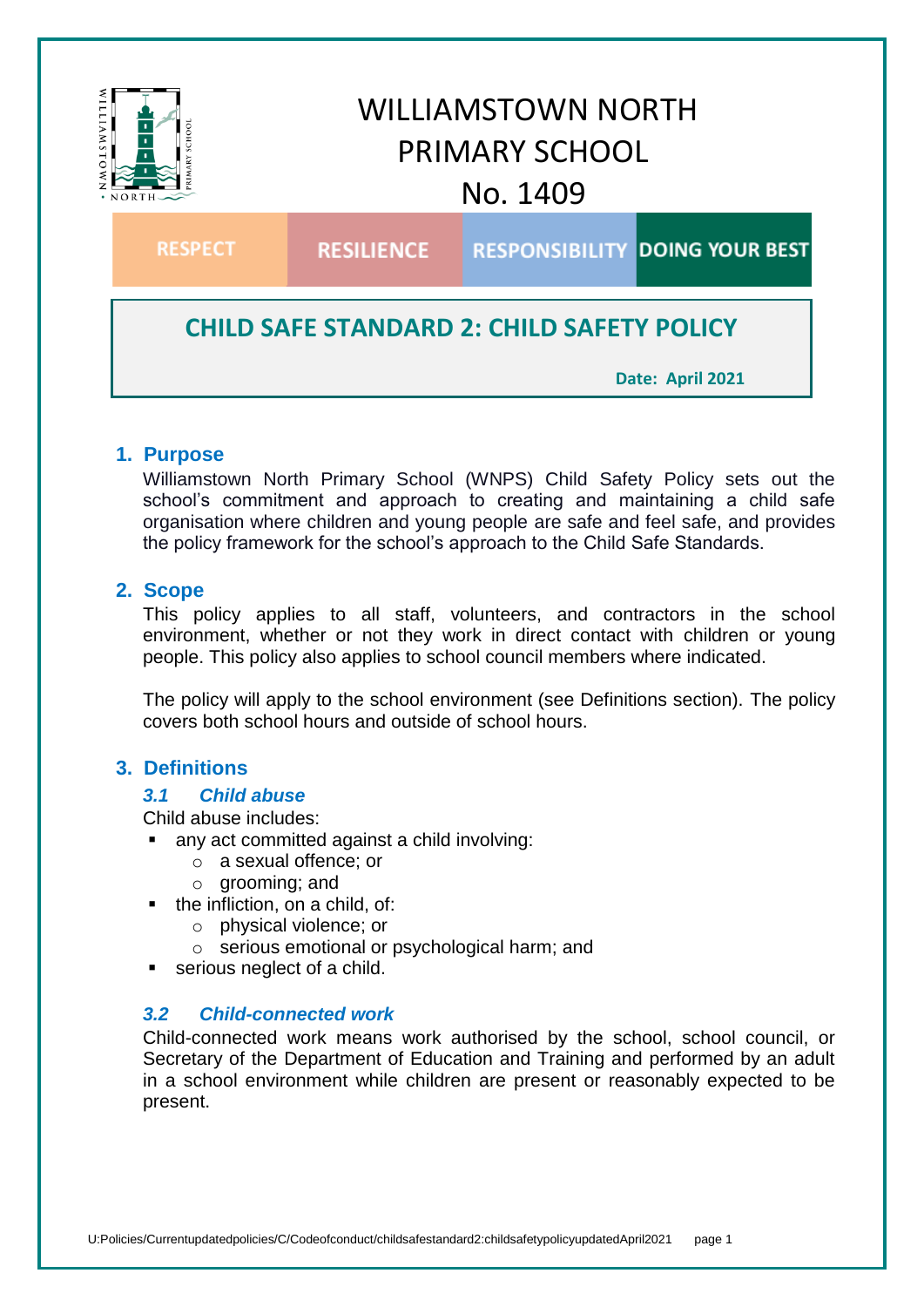# WILLIAMSTOWN NORTH PRIMARY SCHOOL No. 1409

| RESPECT | RESILIENCE | RESPONSIBILITY | DOING YOUR BEST |
|---|---|---|---|

## CHILD SAFE STANDARD 2: CHILD SAFETY POLICY

**Date: April 2021**

## 1. Purpose

Williamstown North Primary School (WNPS) Child Safety Policy sets out the school's commitment and approach to creating and maintaining a child safe organisation where children and young people are safe and feel safe, and provides the policy framework for the school's approach to the Child Safe Standards.

## 2. Scope

This policy applies to all staff, volunteers, and contractors in the school environment, whether or not they work in direct contact with children or young people. This policy also applies to school council members where indicated.

The policy will apply to the school environment (see Definitions section). The policy covers both school hours and outside of school hours.

## 3. Definitions

### *3.1 Child abuse*

Child abuse includes:

- any act committed against a child involving:
  - a sexual offence; or
  - grooming; and
- the infliction, on a child, of:
  - physical violence; or
  - serious emotional or psychological harm; and
- serious neglect of a child.

### *3.2 Child-connected work*

Child-connected work means work authorised by the school, school council, or Secretary of the Department of Education and Training and performed by an adult in a school environment while children are present or reasonably expected to be present.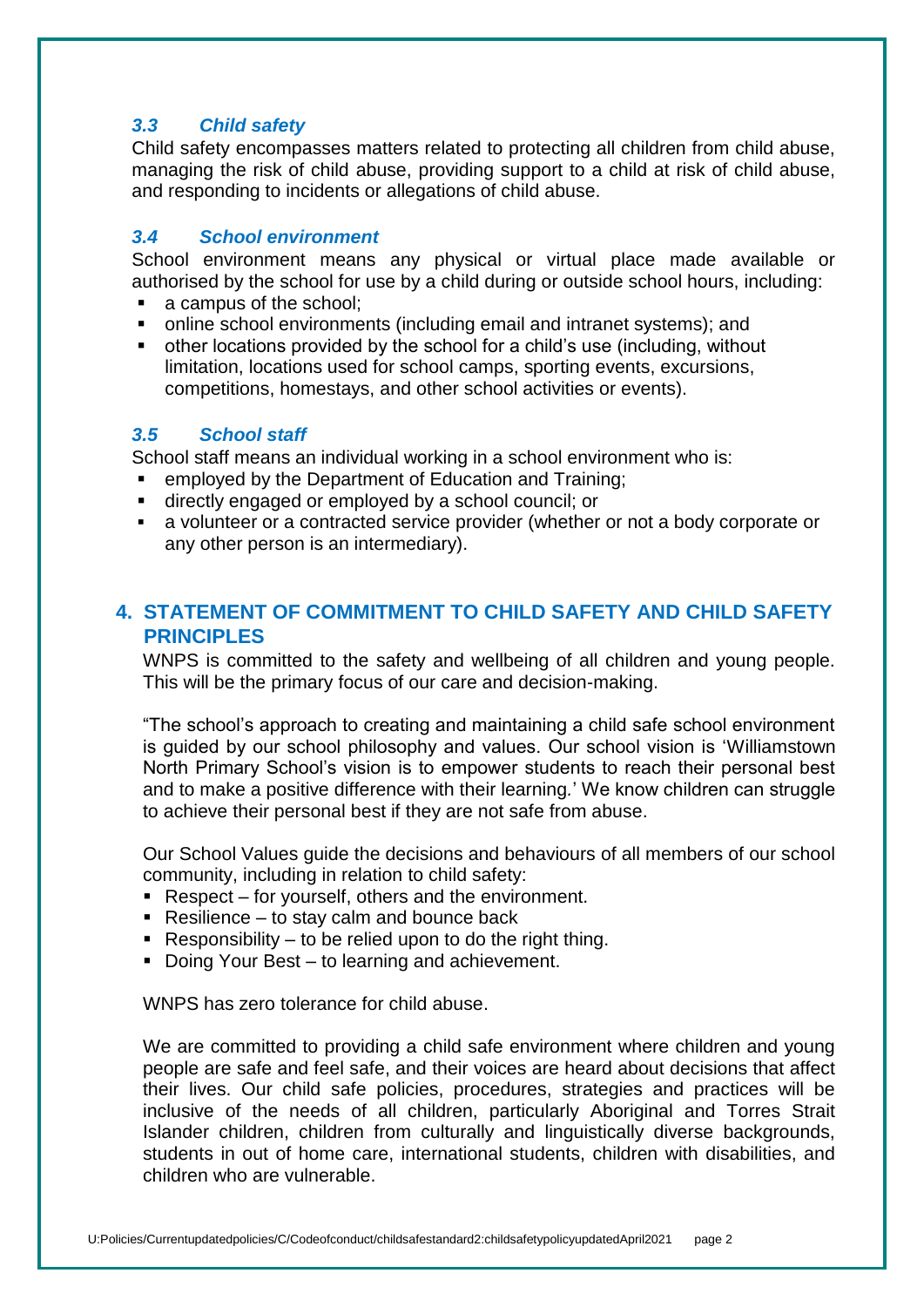### *3.3 Child safety*

Child safety encompasses matters related to protecting all children from child abuse, managing the risk of child abuse, providing support to a child at risk of child abuse, and responding to incidents or allegations of child abuse.

### *3.4 School environment*

School environment means any physical or virtual place made available or authorised by the school for use by a child during or outside school hours, including:

- a campus of the school;
- online school environments (including email and intranet systems); and
- other locations provided by the school for a child's use (including, without limitation, locations used for school camps, sporting events, excursions, competitions, homestays, and other school activities or events).

### *3.5 School staff*

School staff means an individual working in a school environment who is:

- employed by the Department of Education and Training;
- directly engaged or employed by a school council; or
- a volunteer or a contracted service provider (whether or not a body corporate or any other person is an intermediary).

## 4. STATEMENT OF COMMITMENT TO CHILD SAFETY AND CHILD SAFETY PRINCIPLES

WNPS is committed to the safety and wellbeing of all children and young people. This will be the primary focus of our care and decision-making.

"The school's approach to creating and maintaining a child safe school environment is guided by our school philosophy and values. Our school vision is 'Williamstown North Primary School's vision is to empower students to reach their personal best and to make a positive difference with their learning.' We know children can struggle to achieve their personal best if they are not safe from abuse.

Our School Values guide the decisions and behaviours of all members of our school community, including in relation to child safety:

- Respect – for yourself, others and the environment.
- Resilience – to stay calm and bounce back
- Responsibility – to be relied upon to do the right thing.
- Doing Your Best – to learning and achievement.

WNPS has zero tolerance for child abuse.

We are committed to providing a child safe environment where children and young people are safe and feel safe, and their voices are heard about decisions that affect their lives. Our child safe policies, procedures, strategies and practices will be inclusive of the needs of all children, particularly Aboriginal and Torres Strait Islander children, children from culturally and linguistically diverse backgrounds, students in out of home care, international students, children with disabilities, and children who are vulnerable.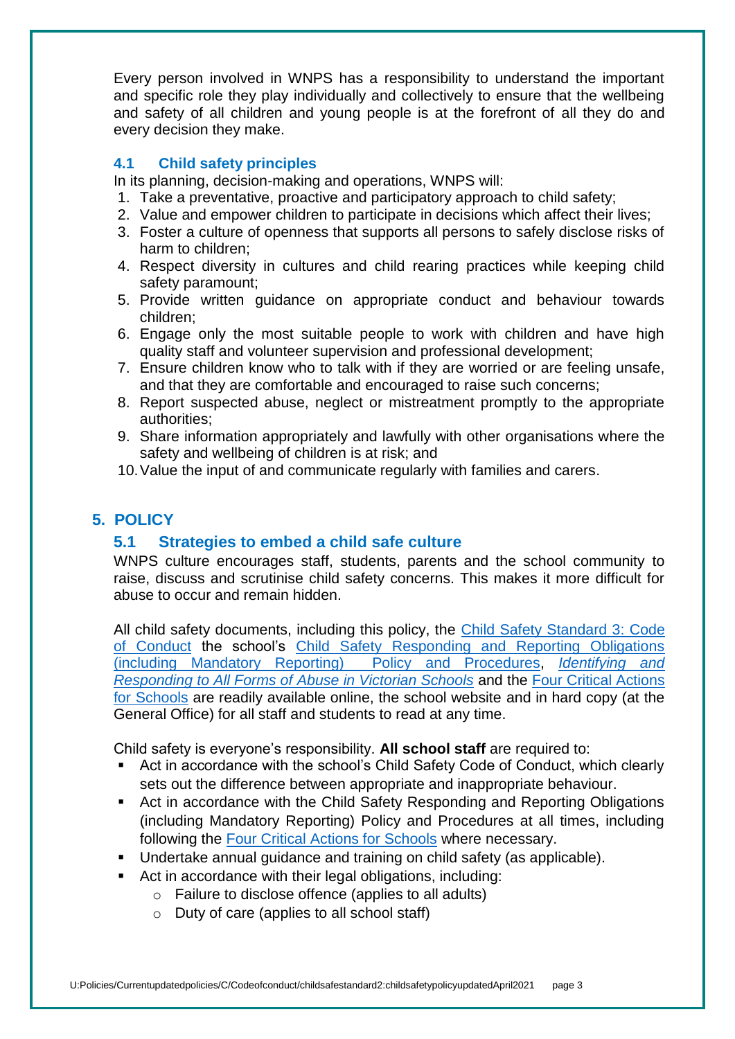Every person involved in WNPS has a responsibility to understand the important and specific role they play individually and collectively to ensure that the wellbeing and safety of all children and young people is at the forefront of all they do and every decision they make.

### 4.1 Child safety principles

In its planning, decision-making and operations, WNPS will:

1. Take a preventative, proactive and participatory approach to child safety;
2. Value and empower children to participate in decisions which affect their lives;
3. Foster a culture of openness that supports all persons to safely disclose risks of harm to children;
4. Respect diversity in cultures and child rearing practices while keeping child safety paramount;
5. Provide written guidance on appropriate conduct and behaviour towards children;
6. Engage only the most suitable people to work with children and have high quality staff and volunteer supervision and professional development;
7. Ensure children know who to talk with if they are worried or are feeling unsafe, and that they are comfortable and encouraged to raise such concerns;
8. Report suspected abuse, neglect or mistreatment promptly to the appropriate authorities;
9. Share information appropriately and lawfully with other organisations where the safety and wellbeing of children is at risk; and
10. Value the input of and communicate regularly with families and carers.

## 5. POLICY

### 5.1 Strategies to embed a child safe culture

WNPS culture encourages staff, students, parents and the school community to raise, discuss and scrutinise child safety concerns. This makes it more difficult for abuse to occur and remain hidden.

All child safety documents, including this policy, the Child Safety Standard 3: Code of Conduct the school's Child Safety Responding and Reporting Obligations (including Mandatory Reporting) Policy and Procedures, *Identifying and Responding to All Forms of Abuse in Victorian Schools* and the Four Critical Actions for Schools are readily available online, the school website and in hard copy (at the General Office) for all staff and students to read at any time.

Child safety is everyone's responsibility. **All school staff** are required to:

- Act in accordance with the school's Child Safety Code of Conduct, which clearly sets out the difference between appropriate and inappropriate behaviour.
- Act in accordance with the Child Safety Responding and Reporting Obligations (including Mandatory Reporting) Policy and Procedures at all times, including following the Four Critical Actions for Schools where necessary.
- Undertake annual guidance and training on child safety (as applicable).
- Act in accordance with their legal obligations, including:
  - Failure to disclose offence (applies to all adults)
  - Duty of care (applies to all school staff)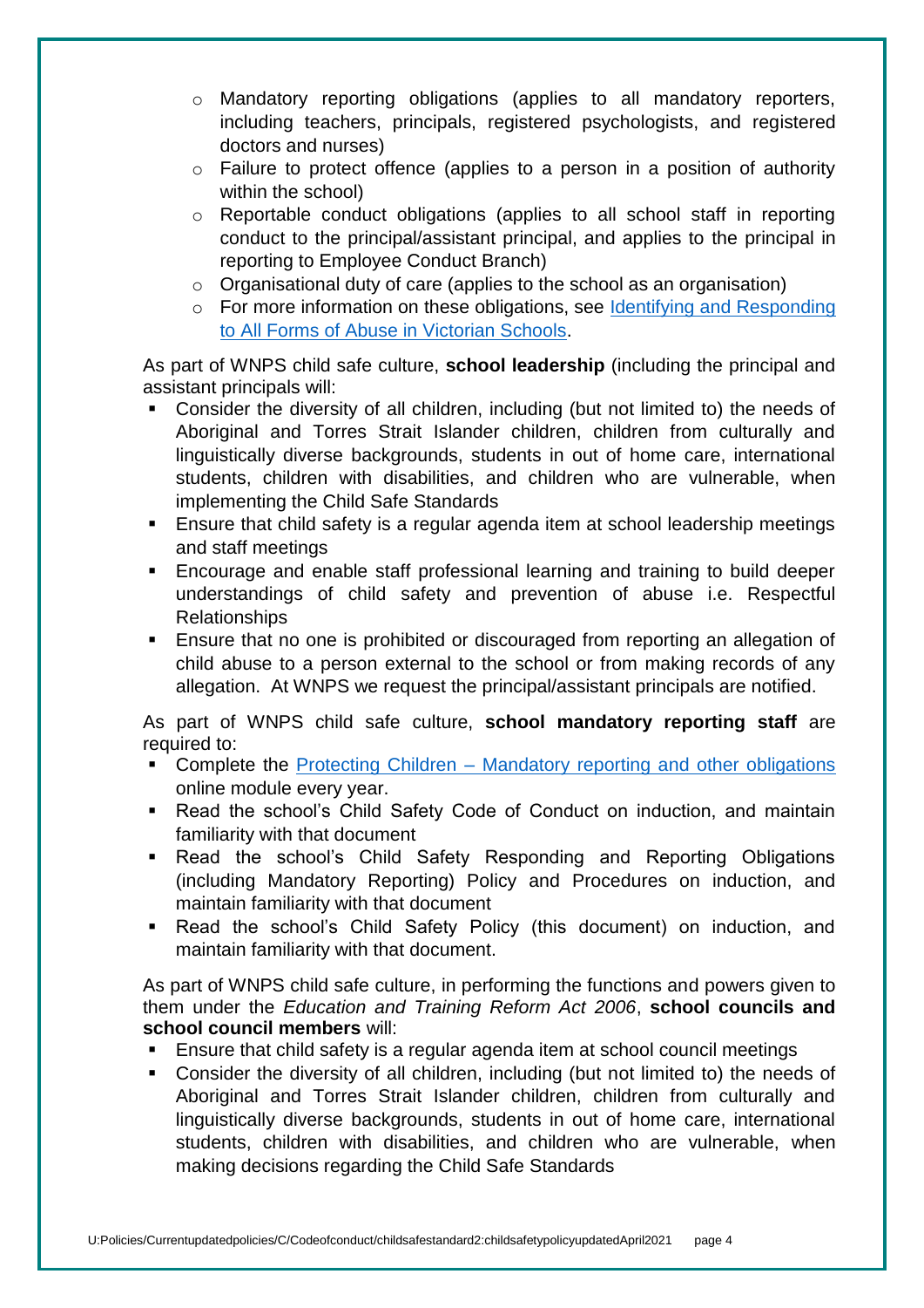- Mandatory reporting obligations (applies to all mandatory reporters, including teachers, principals, registered psychologists, and registered doctors and nurses)
- Failure to protect offence (applies to a person in a position of authority within the school)
- Reportable conduct obligations (applies to all school staff in reporting conduct to the principal/assistant principal, and applies to the principal in reporting to Employee Conduct Branch)
- Organisational duty of care (applies to the school as an organisation)
- For more information on these obligations, see Identifying and Responding to All Forms of Abuse in Victorian Schools.

As part of WNPS child safe culture, **school leadership** (including the principal and assistant principals will:

- Consider the diversity of all children, including (but not limited to) the needs of Aboriginal and Torres Strait Islander children, children from culturally and linguistically diverse backgrounds, students in out of home care, international students, children with disabilities, and children who are vulnerable, when implementing the Child Safe Standards
- Ensure that child safety is a regular agenda item at school leadership meetings and staff meetings
- Encourage and enable staff professional learning and training to build deeper understandings of child safety and prevention of abuse i.e. Respectful Relationships
- Ensure that no one is prohibited or discouraged from reporting an allegation of child abuse to a person external to the school or from making records of any allegation. At WNPS we request the principal/assistant principals are notified.

As part of WNPS child safe culture, **school mandatory reporting staff** are required to:

- Complete the Protecting Children – Mandatory reporting and other obligations online module every year.
- Read the school's Child Safety Code of Conduct on induction, and maintain familiarity with that document
- Read the school's Child Safety Responding and Reporting Obligations (including Mandatory Reporting) Policy and Procedures on induction, and maintain familiarity with that document
- Read the school's Child Safety Policy (this document) on induction, and maintain familiarity with that document.

As part of WNPS child safe culture, in performing the functions and powers given to them under the *Education and Training Reform Act 2006*, **school councils and school council members** will:

- Ensure that child safety is a regular agenda item at school council meetings
- Consider the diversity of all children, including (but not limited to) the needs of Aboriginal and Torres Strait Islander children, children from culturally and linguistically diverse backgrounds, students in out of home care, international students, children with disabilities, and children who are vulnerable, when making decisions regarding the Child Safe Standards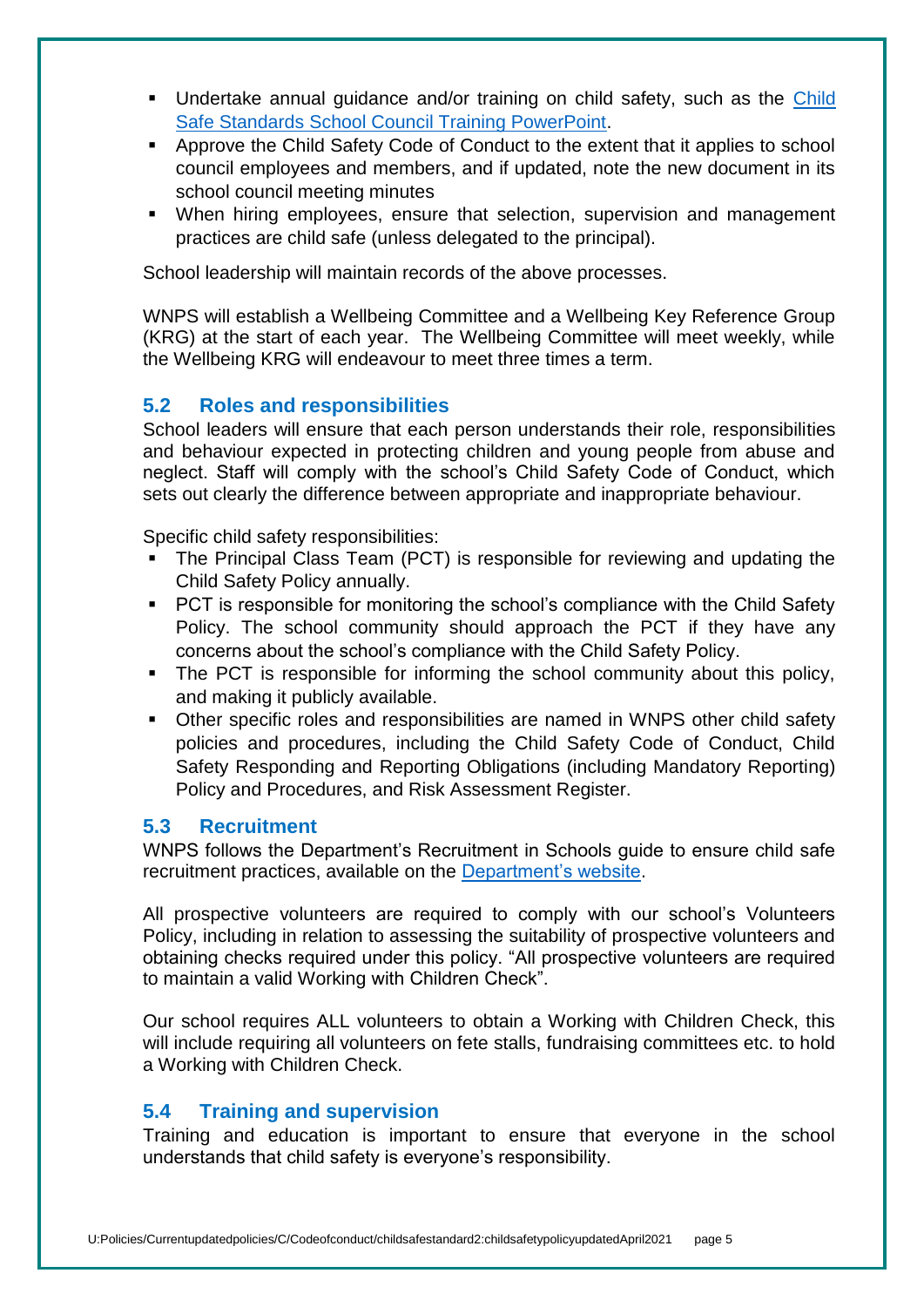- Undertake annual guidance and/or training on child safety, such as the [Child Safe Standards School Council Training PowerPoint](Child Safe Standards School Council Training PowerPoint).
- Approve the Child Safety Code of Conduct to the extent that it applies to school council employees and members, and if updated, note the new document in its school council meeting minutes
- When hiring employees, ensure that selection, supervision and management practices are child safe (unless delegated to the principal).

School leadership will maintain records of the above processes.

WNPS will establish a Wellbeing Committee and a Wellbeing Key Reference Group (KRG) at the start of each year. The Wellbeing Committee will meet weekly, while the Wellbeing KRG will endeavour to meet three times a term.

### 5.2 Roles and responsibilities

School leaders will ensure that each person understands their role, responsibilities and behaviour expected in protecting children and young people from abuse and neglect. Staff will comply with the school's Child Safety Code of Conduct, which sets out clearly the difference between appropriate and inappropriate behaviour.

Specific child safety responsibilities:

- The Principal Class Team (PCT) is responsible for reviewing and updating the Child Safety Policy annually.
- PCT is responsible for monitoring the school's compliance with the Child Safety Policy. The school community should approach the PCT if they have any concerns about the school's compliance with the Child Safety Policy.
- The PCT is responsible for informing the school community about this policy, and making it publicly available.
- Other specific roles and responsibilities are named in WNPS other child safety policies and procedures, including the Child Safety Code of Conduct, Child Safety Responding and Reporting Obligations (including Mandatory Reporting) Policy and Procedures, and Risk Assessment Register.

### 5.3 Recruitment

WNPS follows the Department's Recruitment in Schools guide to ensure child safe recruitment practices, available on the [Department's website](Department's website).

All prospective volunteers are required to comply with our school's Volunteers Policy, including in relation to assessing the suitability of prospective volunteers and obtaining checks required under this policy. "All prospective volunteers are required to maintain a valid Working with Children Check".

Our school requires ALL volunteers to obtain a Working with Children Check, this will include requiring all volunteers on fete stalls, fundraising committees etc. to hold a Working with Children Check.

### 5.4 Training and supervision

Training and education is important to ensure that everyone in the school understands that child safety is everyone's responsibility.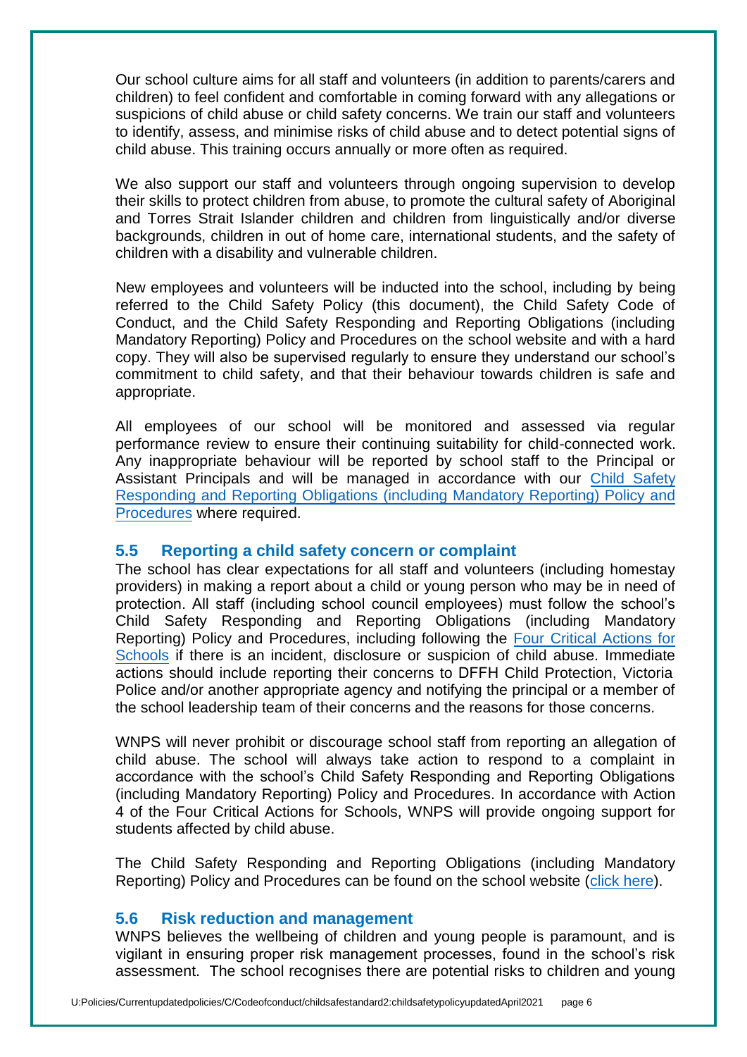Our school culture aims for all staff and volunteers (in addition to parents/carers and children) to feel confident and comfortable in coming forward with any allegations or suspicions of child abuse or child safety concerns. We train our staff and volunteers to identify, assess, and minimise risks of child abuse and to detect potential signs of child abuse. This training occurs annually or more often as required.

We also support our staff and volunteers through ongoing supervision to develop their skills to protect children from abuse, to promote the cultural safety of Aboriginal and Torres Strait Islander children and children from linguistically and/or diverse backgrounds, children in out of home care, international students, and the safety of children with a disability and vulnerable children.

New employees and volunteers will be inducted into the school, including by being referred to the Child Safety Policy (this document), the Child Safety Code of Conduct, and the Child Safety Responding and Reporting Obligations (including Mandatory Reporting) Policy and Procedures on the school website and with a hard copy. They will also be supervised regularly to ensure they understand our school's commitment to child safety, and that their behaviour towards children is safe and appropriate.

All employees of our school will be monitored and assessed via regular performance review to ensure their continuing suitability for child-connected work. Any inappropriate behaviour will be reported by school staff to the Principal or Assistant Principals and will be managed in accordance with our Child Safety Responding and Reporting Obligations (including Mandatory Reporting) Policy and Procedures where required.

### 5.5 Reporting a child safety concern or complaint

The school has clear expectations for all staff and volunteers (including homestay providers) in making a report about a child or young person who may be in need of protection. All staff (including school council employees) must follow the school's Child Safety Responding and Reporting Obligations (including Mandatory Reporting) Policy and Procedures, including following the Four Critical Actions for Schools if there is an incident, disclosure or suspicion of child abuse. Immediate actions should include reporting their concerns to DFFH Child Protection, Victoria Police and/or another appropriate agency and notifying the principal or a member of the school leadership team of their concerns and the reasons for those concerns.

WNPS will never prohibit or discourage school staff from reporting an allegation of child abuse. The school will always take action to respond to a complaint in accordance with the school's Child Safety Responding and Reporting Obligations (including Mandatory Reporting) Policy and Procedures. In accordance with Action 4 of the Four Critical Actions for Schools, WNPS will provide ongoing support for students affected by child abuse.

The Child Safety Responding and Reporting Obligations (including Mandatory Reporting) Policy and Procedures can be found on the school website (click here).

### 5.6 Risk reduction and management

WNPS believes the wellbeing of children and young people is paramount, and is vigilant in ensuring proper risk management processes, found in the school's risk assessment. The school recognises there are potential risks to children and young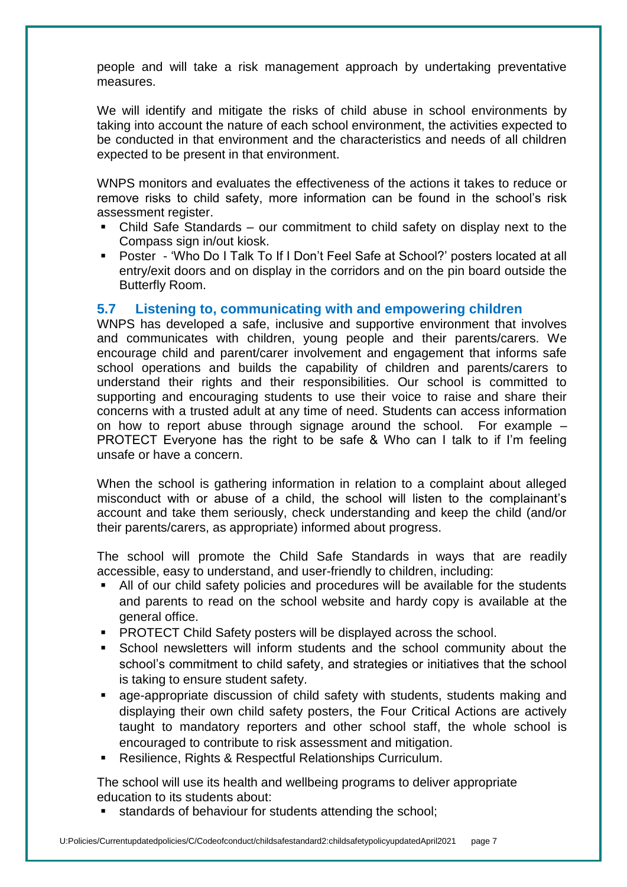people and will take a risk management approach by undertaking preventative measures.

We will identify and mitigate the risks of child abuse in school environments by taking into account the nature of each school environment, the activities expected to be conducted in that environment and the characteristics and needs of all children expected to be present in that environment.

WNPS monitors and evaluates the effectiveness of the actions it takes to reduce or remove risks to child safety, more information can be found in the school's risk assessment register.

- Child Safe Standards – our commitment to child safety on display next to the Compass sign in/out kiosk.
- Poster - 'Who Do I Talk To If I Don't Feel Safe at School?' posters located at all entry/exit doors and on display in the corridors and on the pin board outside the Butterfly Room.

## 5.7 Listening to, communicating with and empowering children

WNPS has developed a safe, inclusive and supportive environment that involves and communicates with children, young people and their parents/carers. We encourage child and parent/carer involvement and engagement that informs safe school operations and builds the capability of children and parents/carers to understand their rights and their responsibilities. Our school is committed to supporting and encouraging students to use their voice to raise and share their concerns with a trusted adult at any time of need. Students can access information on how to report abuse through signage around the school. For example – PROTECT Everyone has the right to be safe & Who can I talk to if I'm feeling unsafe or have a concern.

When the school is gathering information in relation to a complaint about alleged misconduct with or abuse of a child, the school will listen to the complainant's account and take them seriously, check understanding and keep the child (and/or their parents/carers, as appropriate) informed about progress.

The school will promote the Child Safe Standards in ways that are readily accessible, easy to understand, and user-friendly to children, including:

- All of our child safety policies and procedures will be available for the students and parents to read on the school website and hardy copy is available at the general office.
- PROTECT Child Safety posters will be displayed across the school.
- School newsletters will inform students and the school community about the school's commitment to child safety, and strategies or initiatives that the school is taking to ensure student safety.
- age-appropriate discussion of child safety with students, students making and displaying their own child safety posters, the Four Critical Actions are actively taught to mandatory reporters and other school staff, the whole school is encouraged to contribute to risk assessment and mitigation.
- Resilience, Rights & Respectful Relationships Curriculum.

The school will use its health and wellbeing programs to deliver appropriate education to its students about:

- standards of behaviour for students attending the school;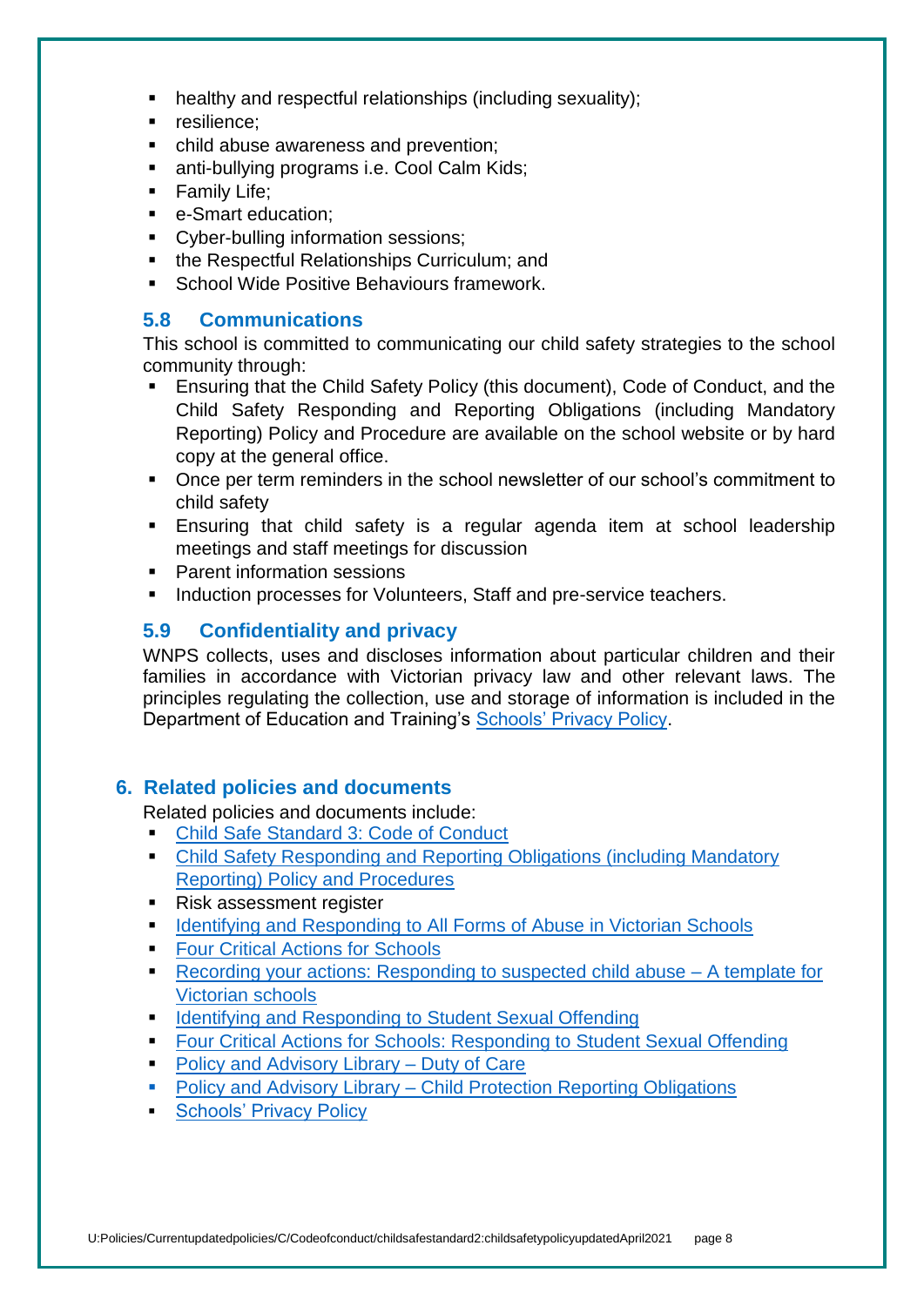- healthy and respectful relationships (including sexuality);
- resilience;
- child abuse awareness and prevention;
- anti-bullying programs i.e. Cool Calm Kids;
- Family Life;
- e-Smart education;
- Cyber-bulling information sessions;
- the Respectful Relationships Curriculum; and
- School Wide Positive Behaviours framework.

### 5.8 Communications

This school is committed to communicating our child safety strategies to the school community through:

- Ensuring that the Child Safety Policy (this document), Code of Conduct, and the Child Safety Responding and Reporting Obligations (including Mandatory Reporting) Policy and Procedure are available on the school website or by hard copy at the general office.
- Once per term reminders in the school newsletter of our school's commitment to child safety
- Ensuring that child safety is a regular agenda item at school leadership meetings and staff meetings for discussion
- Parent information sessions
- Induction processes for Volunteers, Staff and pre-service teachers.

### 5.9 Confidentiality and privacy

WNPS collects, uses and discloses information about particular children and their families in accordance with Victorian privacy law and other relevant laws. The principles regulating the collection, use and storage of information is included in the Department of Education and Training's Schools' Privacy Policy.

## 6. Related policies and documents

Related policies and documents include:

- Child Safe Standard 3: Code of Conduct
- Child Safety Responding and Reporting Obligations (including Mandatory Reporting) Policy and Procedures
- Risk assessment register
- Identifying and Responding to All Forms of Abuse in Victorian Schools
- Four Critical Actions for Schools
- Recording your actions: Responding to suspected child abuse – A template for Victorian schools
- Identifying and Responding to Student Sexual Offending
- Four Critical Actions for Schools: Responding to Student Sexual Offending
- Policy and Advisory Library – Duty of Care
- Policy and Advisory Library – Child Protection Reporting Obligations
- Schools' Privacy Policy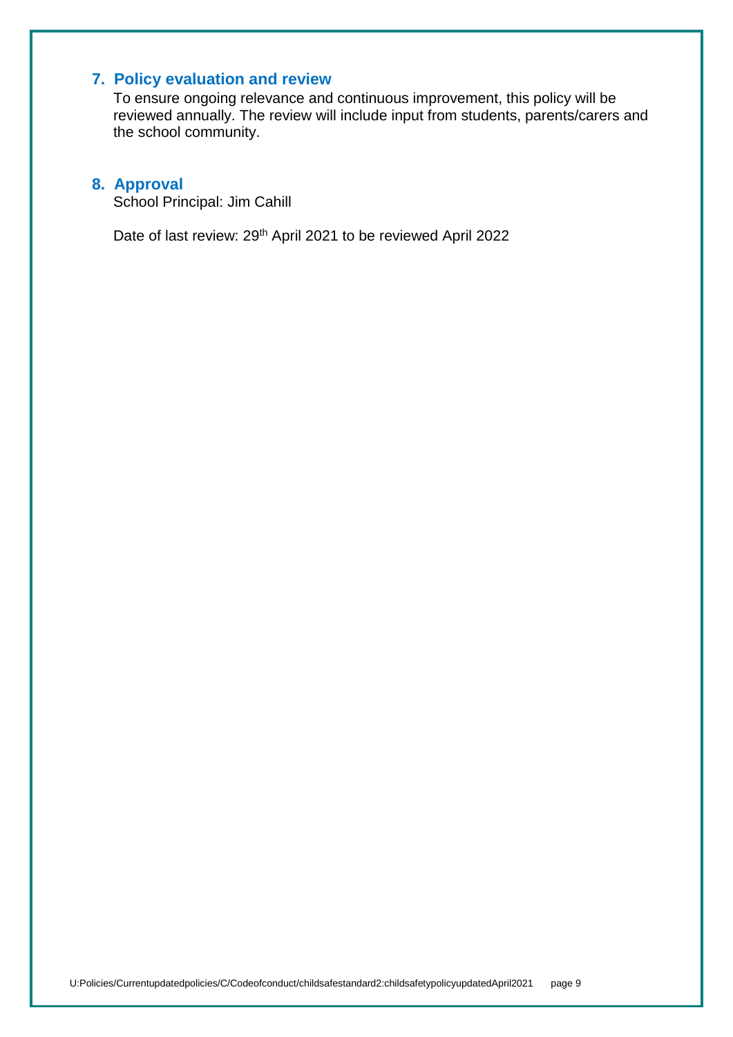## 7. Policy evaluation and review

To ensure ongoing relevance and continuous improvement, this policy will be reviewed annually. The review will include input from students, parents/carers and the school community.

## 8. Approval

School Principal: Jim Cahill

Date of last review: 29th April 2021 to be reviewed April 2022